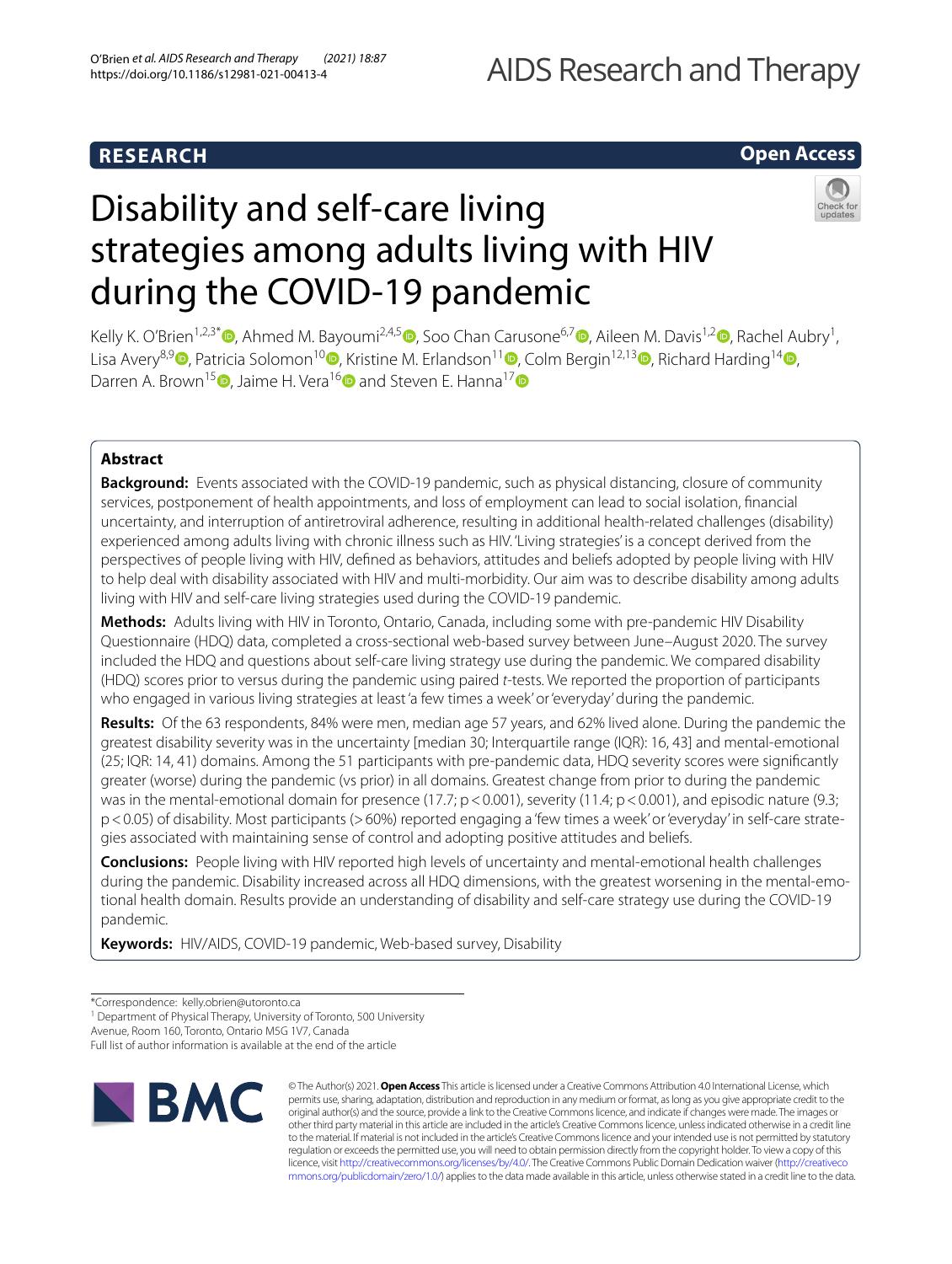**RESEARCH** **Open Access**

# Disability and self-care living strategies among adults living with HIV during the COVID-19 pandemic

Kelly K. O'Brien[1,2,3*], Ahmed M. Bayoumi[2,4,5], Soo Chan Carusone[6,7], Aileen M. Davis[1,2], Rachel Aubry[1], Lisa Avery[8,9], Patricia Solomon[10], Kristine M. Erlandson[11], Colm Bergin[12,13], Richard Harding[14], Darren A. Brown[15], Jaime H. Vera[16] and Steven E. Hanna[17]

## Abstract

**Background:** Events associated with the COVID-19 pandemic, such as physical distancing, closure of community services, postponement of health appointments, and loss of employment can lead to social isolation, financial uncertainty, and interruption of antiretroviral adherence, resulting in additional health-related challenges (disability) experienced among adults living with chronic illness such as HIV. 'Living strategies' is a concept derived from the perspectives of people living with HIV, defined as behaviors, attitudes and beliefs adopted by people living with HIV to help deal with disability associated with HIV and multi-morbidity. Our aim was to describe disability among adults living with HIV and self-care living strategies used during the COVID-19 pandemic.

**Methods:** Adults living with HIV in Toronto, Ontario, Canada, including some with pre-pandemic HIV Disability Questionnaire (HDQ) data, completed a cross-sectional web-based survey between June–August 2020. The survey included the HDQ and questions about self-care living strategy use during the pandemic. We compared disability (HDQ) scores prior to versus during the pandemic using paired *t*-tests. We reported the proportion of participants who engaged in various living strategies at least 'a few times a week' or 'everyday' during the pandemic.

**Results:** Of the 63 respondents, 84% were men, median age 57 years, and 62% lived alone. During the pandemic the greatest disability severity was in the uncertainty [median 30; Interquartile range (IQR): 16, 43] and mental-emotional (25; IQR: 14, 41) domains. Among the 51 participants with pre-pandemic data, HDQ severity scores were significantly greater (worse) during the pandemic (vs prior) in all domains. Greatest change from prior to during the pandemic was in the mental-emotional domain for presence (17.7; $p < 0.001$), severity (11.4; $p < 0.001$), and episodic nature (9.3; $p < 0.05$) of disability. Most participants (>60%) reported engaging a 'few times a week' or 'everyday' in self-care strategies associated with maintaining sense of control and adopting positive attitudes and beliefs.

**Conclusions:** People living with HIV reported high levels of uncertainty and mental-emotional health challenges during the pandemic. Disability increased across all HDQ dimensions, with the greatest worsening in the mental-emotional health domain. Results provide an understanding of disability and self-care strategy use during the COVID-19 pandemic.

**Keywords:** HIV/AIDS, COVID-19 pandemic, Web-based survey, Disability

*Correspondence: kelly.obrien@utoronto.ca
[1] Department of Physical Therapy, University of Toronto, 500 University Avenue, Room 160, Toronto, Ontario M5G 1V7, Canada
Full list of author information is available at the end of the article

© The Author(s) 2021. **Open Access** This article is licensed under a Creative Commons Attribution 4.0 International License, which permits use, sharing, adaptation, distribution and reproduction in any medium or format, as long as you give appropriate credit to the original author(s) and the source, provide a link to the Creative Commons licence, and indicate if changes were made. The images or other third party material in this article are included in the article's Creative Commons licence, unless indicated otherwise in a credit line to the material. If material is not included in the article's Creative Commons licence and your intended use is not permitted by statutory regulation or exceeds the permitted use, you will need to obtain permission directly from the copyright holder. To view a copy of this licence, visit http://creativecommons.org/licenses/by/4.0/. The Creative Commons Public Domain Dedication waiver (http://creativecommons.org/publicdomain/zero/1.0/) applies to the data made available in this article, unless otherwise stated in a credit line to the data.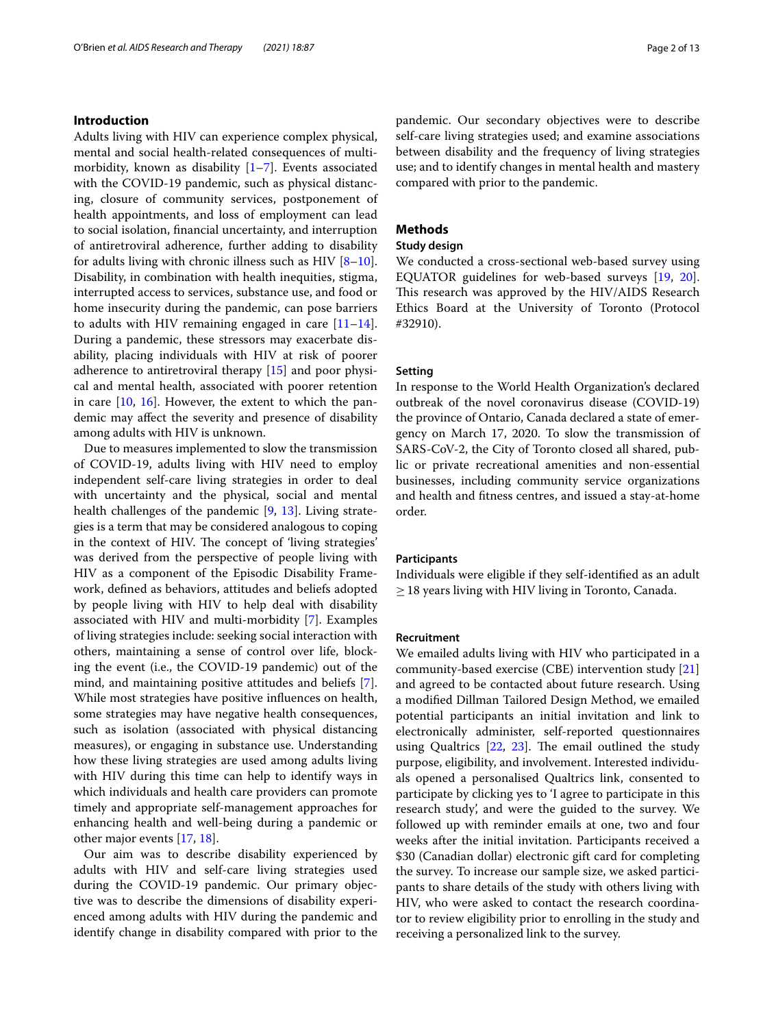## Introduction

Adults living with HIV can experience complex physical, mental and social health-related consequences of multimorbidity, known as disability [1–7]. Events associated with the COVID-19 pandemic, such as physical distancing, closure of community services, postponement of health appointments, and loss of employment can lead to social isolation, financial uncertainty, and interruption of antiretroviral adherence, further adding to disability for adults living with chronic illness such as HIV [8–10]. Disability, in combination with health inequities, stigma, interrupted access to services, substance use, and food or home insecurity during the pandemic, can pose barriers to adults with HIV remaining engaged in care [11–14]. During a pandemic, these stressors may exacerbate disability, placing individuals with HIV at risk of poorer adherence to antiretroviral therapy [15] and poor physical and mental health, associated with poorer retention in care [10, 16]. However, the extent to which the pandemic may affect the severity and presence of disability among adults with HIV is unknown.

Due to measures implemented to slow the transmission of COVID-19, adults living with HIV need to employ independent self-care living strategies in order to deal with uncertainty and the physical, social and mental health challenges of the pandemic [9, 13]. Living strategies is a term that may be considered analogous to coping in the context of HIV. The concept of 'living strategies' was derived from the perspective of people living with HIV as a component of the Episodic Disability Framework, defined as behaviors, attitudes and beliefs adopted by people living with HIV to help deal with disability associated with HIV and multi-morbidity [7]. Examples of living strategies include: seeking social interaction with others, maintaining a sense of control over life, blocking the event (i.e., the COVID-19 pandemic) out of the mind, and maintaining positive attitudes and beliefs [7]. While most strategies have positive influences on health, some strategies may have negative health consequences, such as isolation (associated with physical distancing measures), or engaging in substance use. Understanding how these living strategies are used among adults living with HIV during this time can help to identify ways in which individuals and health care providers can promote timely and appropriate self-management approaches for enhancing health and well-being during a pandemic or other major events [17, 18].

Our aim was to describe disability experienced by adults with HIV and self-care living strategies used during the COVID-19 pandemic. Our primary objective was to describe the dimensions of disability experienced among adults with HIV during the pandemic and identify change in disability compared with prior to the pandemic. Our secondary objectives were to describe self-care living strategies used; and examine associations between disability and the frequency of living strategies use; and to identify changes in mental health and mastery compared with prior to the pandemic.

## Methods

### Study design

We conducted a cross-sectional web-based survey using EQUATOR guidelines for web-based surveys [19, 20]. This research was approved by the HIV/AIDS Research Ethics Board at the University of Toronto (Protocol #32910).

### Setting

In response to the World Health Organization's declared outbreak of the novel coronavirus disease (COVID-19) the province of Ontario, Canada declared a state of emergency on March 17, 2020. To slow the transmission of SARS-CoV-2, the City of Toronto closed all shared, public or private recreational amenities and non-essential businesses, including community service organizations and health and fitness centres, and issued a stay-at-home order.

### Participants

Individuals were eligible if they self-identified as an adult $\geq$ 18 years living with HIV living in Toronto, Canada.

### Recruitment

We emailed adults living with HIV who participated in a community-based exercise (CBE) intervention study [21] and agreed to be contacted about future research. Using a modified Dillman Tailored Design Method, we emailed potential participants an initial invitation and link to electronically administer, self-reported questionnaires using Qualtrics [22, 23]. The email outlined the study purpose, eligibility, and involvement. Interested individuals opened a personalised Qualtrics link, consented to participate by clicking yes to 'I agree to participate in this research study', and were the guided to the survey. We followed up with reminder emails at one, two and four weeks after the initial invitation. Participants received a $30 (Canadian dollar) electronic gift card for completing the survey. To increase our sample size, we asked participants to share details of the study with others living with HIV, who were asked to contact the research coordinator to review eligibility prior to enrolling in the study and receiving a personalized link to the survey.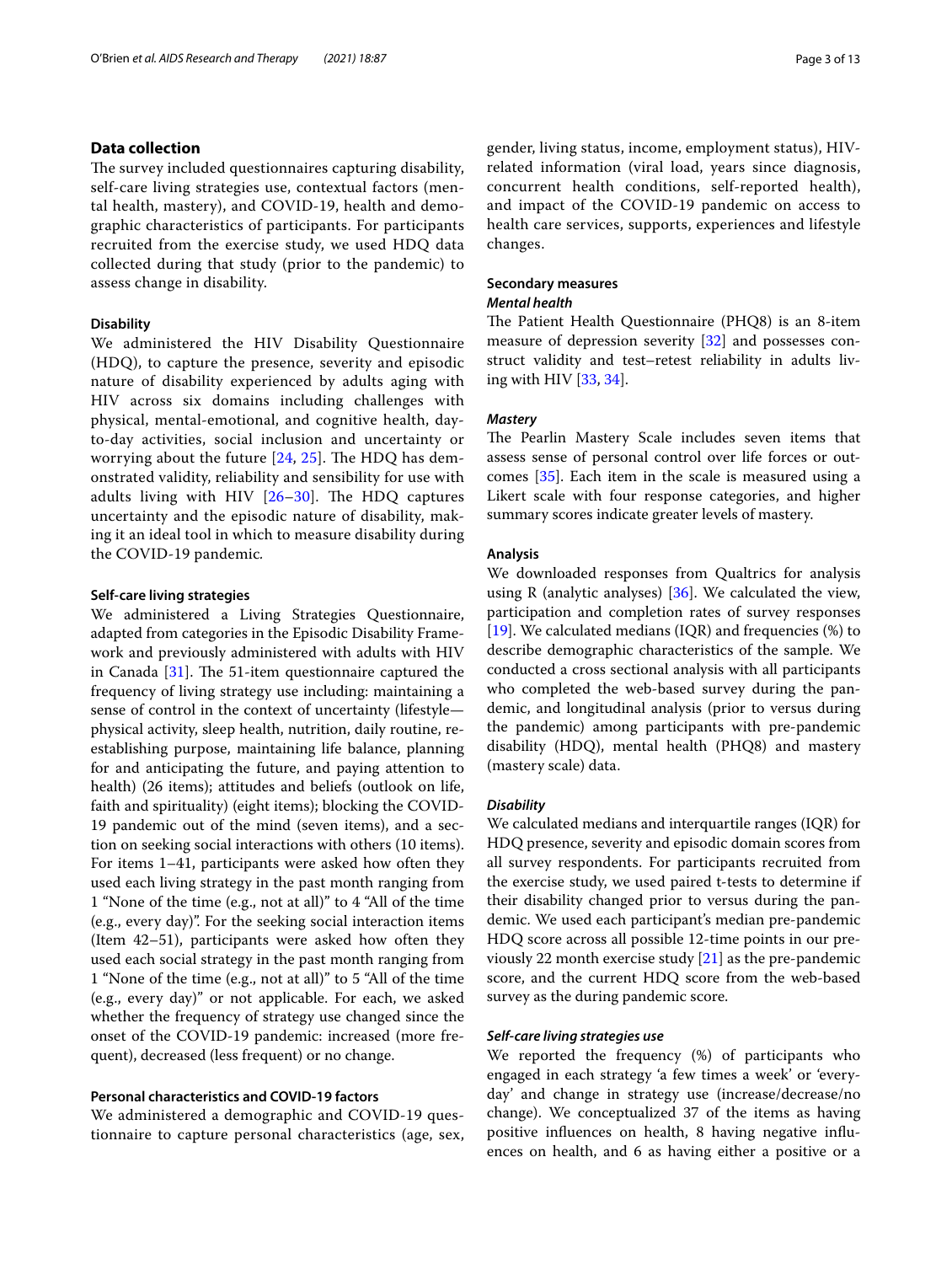## Data collection

The survey included questionnaires capturing disability, self-care living strategies use, contextual factors (mental health, mastery), and COVID-19, health and demographic characteristics of participants. For participants recruited from the exercise study, we used HDQ data collected during that study (prior to the pandemic) to assess change in disability.

### Disability

We administered the HIV Disability Questionnaire (HDQ), to capture the presence, severity and episodic nature of disability experienced by adults aging with HIV across six domains including challenges with physical, mental-emotional, and cognitive health, day-to-day activities, social inclusion and uncertainty or worrying about the future [24, 25]. The HDQ has demonstrated validity, reliability and sensibility for use with adults living with HIV [26–30]. The HDQ captures uncertainty and the episodic nature of disability, making it an ideal tool in which to measure disability during the COVID-19 pandemic.

### Self-care living strategies

We administered a Living Strategies Questionnaire, adapted from categories in the Episodic Disability Framework and previously administered with adults with HIV in Canada [31]. The 51-item questionnaire captured the frequency of living strategy use including: maintaining a sense of control in the context of uncertainty (lifestyle—physical activity, sleep health, nutrition, daily routine, re-establishing purpose, maintaining life balance, planning for and anticipating the future, and paying attention to health) (26 items); attitudes and beliefs (outlook on life, faith and spirituality) (eight items); blocking the COVID-19 pandemic out of the mind (seven items), and a section on seeking social interactions with others (10 items). For items 1–41, participants were asked how often they used each living strategy in the past month ranging from 1 "None of the time (e.g., not at all)" to 4 "All of the time (e.g., every day)". For the seeking social interaction items (Item 42–51), participants were asked how often they used each social strategy in the past month ranging from 1 "None of the time (e.g., not at all)" to 5 "All of the time (e.g., every day)" or not applicable. For each, we asked whether the frequency of strategy use changed since the onset of the COVID-19 pandemic: increased (more frequent), decreased (less frequent) or no change.

### Personal characteristics and COVID-19 factors

We administered a demographic and COVID-19 questionnaire to capture personal characteristics (age, sex, gender, living status, income, employment status), HIV-related information (viral load, years since diagnosis, concurrent health conditions, self-reported health), and impact of the COVID-19 pandemic on access to health care services, supports, experiences and lifestyle changes.

### Secondary measures

#### *Mental health*

The Patient Health Questionnaire (PHQ8) is an 8-item measure of depression severity [32] and possesses construct validity and test–retest reliability in adults living with HIV [33, 34].

#### *Mastery*

The Pearlin Mastery Scale includes seven items that assess sense of personal control over life forces or outcomes [35]. Each item in the scale is measured using a Likert scale with four response categories, and higher summary scores indicate greater levels of mastery.

### Analysis

We downloaded responses from Qualtrics for analysis using R (analytic analyses) [36]. We calculated the view, participation and completion rates of survey responses [19]. We calculated medians (IQR) and frequencies (%) to describe demographic characteristics of the sample. We conducted a cross sectional analysis with all participants who completed the web-based survey during the pandemic, and longitudinal analysis (prior to versus during the pandemic) among participants with pre-pandemic disability (HDQ), mental health (PHQ8) and mastery (mastery scale) data.

#### *Disability*

We calculated medians and interquartile ranges (IQR) for HDQ presence, severity and episodic domain scores from all survey respondents. For participants recruited from the exercise study, we used paired t-tests to determine if their disability changed prior to versus during the pandemic. We used each participant's median pre-pandemic HDQ score across all possible 12-time points in our previously 22 month exercise study [21] as the pre-pandemic score, and the current HDQ score from the web-based survey as the during pandemic score.

#### *Self-care living strategies use*

We reported the frequency (%) of participants who engaged in each strategy 'a few times a week' or 'everyday' and change in strategy use (increase/decrease/no change). We conceptualized 37 of the items as having positive influences on health, 8 having negative influences on health, and 6 as having either a positive or a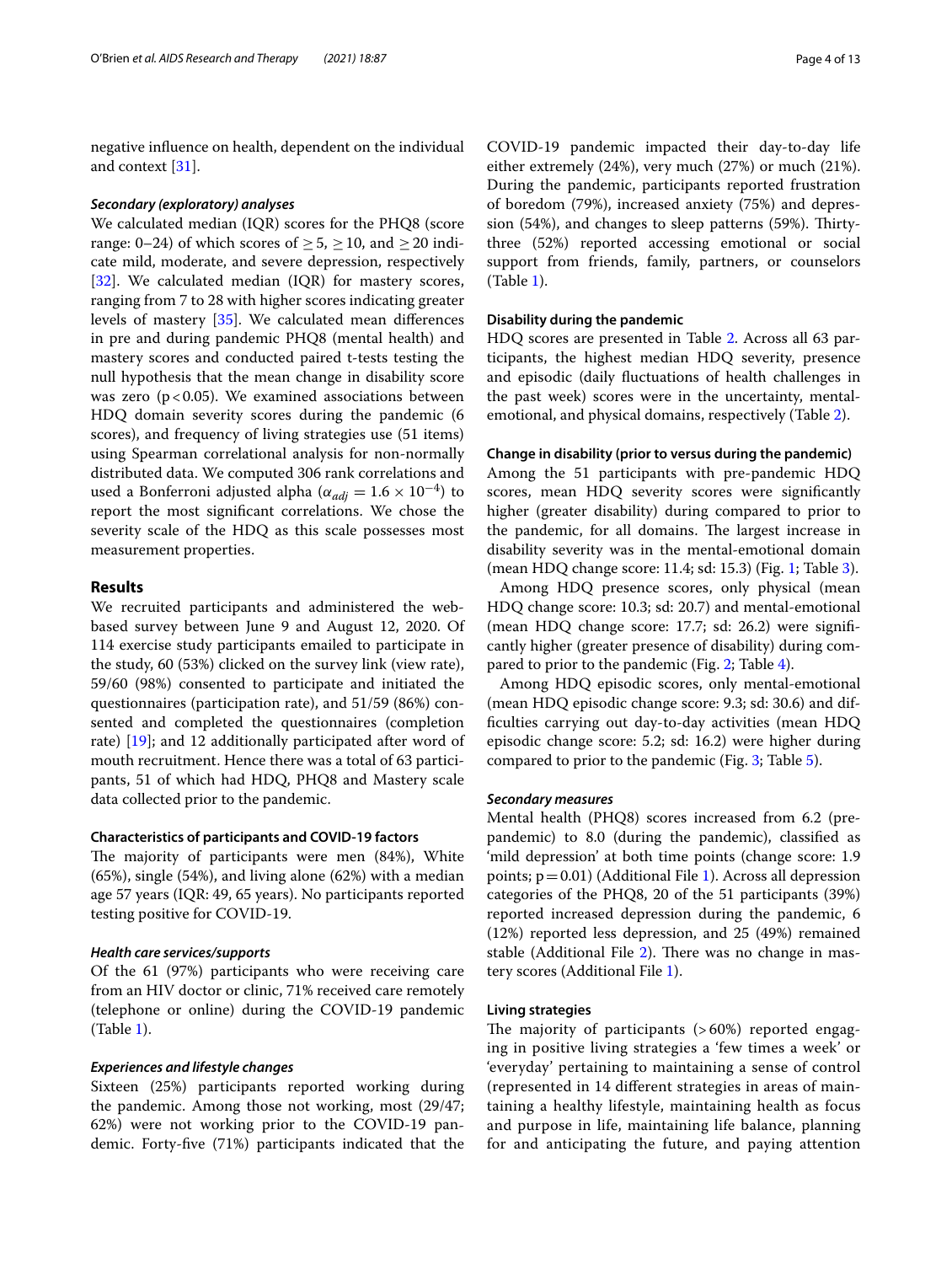negative influence on health, dependent on the individual and context [31].

***Secondary (exploratory) analyses***

We calculated median (IQR) scores for the PHQ8 (score range: 0–24) of which scores of $\geq 5$, $\geq 10$, and $\geq 20$ indicate mild, moderate, and severe depression, respectively [32]. We calculated median (IQR) for mastery scores, ranging from 7 to 28 with higher scores indicating greater levels of mastery [35]. We calculated mean differences in pre and during pandemic PHQ8 (mental health) and mastery scores and conducted paired t-tests testing the null hypothesis that the mean change in disability score was zero ($p < 0.05$). We examined associations between HDQ domain severity scores during the pandemic (6 scores), and frequency of living strategies use (51 items) using Spearman correlational analysis for non-normally distributed data. We computed 306 rank correlations and used a Bonferroni adjusted alpha ($\alpha_{adj} = 1.6 \times 10^{-4}$) to report the most significant correlations. We chose the severity scale of the HDQ as this scale possesses most measurement properties.

## Results

We recruited participants and administered the web-based survey between June 9 and August 12, 2020. Of 114 exercise study participants emailed to participate in the study, 60 (53%) clicked on the survey link (view rate), 59/60 (98%) consented to participate and initiated the questionnaires (participation rate), and 51/59 (86%) consented and completed the questionnaires (completion rate) [19]; and 12 additionally participated after word of mouth recruitment. Hence there was a total of 63 participants, 51 of which had HDQ, PHQ8 and Mastery scale data collected prior to the pandemic.

### Characteristics of participants and COVID-19 factors

The majority of participants were men (84%), White (65%), single (54%), and living alone (62%) with a median age 57 years (IQR: 49, 65 years). No participants reported testing positive for COVID-19.

***Health care services/supports***

Of the 61 (97%) participants who were receiving care from an HIV doctor or clinic, 71% received care remotely (telephone or online) during the COVID-19 pandemic (Table 1).

***Experiences and lifestyle changes***

Sixteen (25%) participants reported working during the pandemic. Among those not working, most (29/47; 62%) were not working prior to the COVID-19 pandemic. Forty-five (71%) participants indicated that the COVID-19 pandemic impacted their day-to-day life either extremely (24%), very much (27%) or much (21%). During the pandemic, participants reported frustration of boredom (79%), increased anxiety (75%) and depression (54%), and changes to sleep patterns (59%). Thirty-three (52%) reported accessing emotional or social support from friends, family, partners, or counselors (Table 1).

### Disability during the pandemic

HDQ scores are presented in Table 2. Across all 63 participants, the highest median HDQ severity, presence and episodic (daily fluctuations of health challenges in the past week) scores were in the uncertainty, mental-emotional, and physical domains, respectively (Table 2).

### Change in disability (prior to versus during the pandemic)

Among the 51 participants with pre-pandemic HDQ scores, mean HDQ severity scores were significantly higher (greater disability) during compared to prior to the pandemic, for all domains. The largest increase in disability severity was in the mental-emotional domain (mean HDQ change score: 11.4; sd: 15.3) (Fig. 1; Table 3).

Among HDQ presence scores, only physical (mean HDQ change score: 10.3; sd: 20.7) and mental-emotional (mean HDQ change score: 17.7; sd: 26.2) were significantly higher (greater presence of disability) during compared to prior to the pandemic (Fig. 2; Table 4).

Among HDQ episodic scores, only mental-emotional (mean HDQ episodic change score: 9.3; sd: 30.6) and difficulties carrying out day-to-day activities (mean HDQ episodic change score: 5.2; sd: 16.2) were higher during compared to prior to the pandemic (Fig. 3; Table 5).

***Secondary measures***

Mental health (PHQ8) scores increased from 6.2 (pre-pandemic) to 8.0 (during the pandemic), classified as 'mild depression' at both time points (change score: 1.9 points; $p = 0.01$) (Additional File 1). Across all depression categories of the PHQ8, 20 of the 51 participants (39%) reported increased depression during the pandemic, 6 (12%) reported less depression, and 25 (49%) remained stable (Additional File 2). There was no change in mastery scores (Additional File 1).

### Living strategies

The majority of participants (>60%) reported engaging in positive living strategies a 'few times a week' or 'everyday' pertaining to maintaining a sense of control (represented in 14 different strategies in areas of maintaining a healthy lifestyle, maintaining health as focus and purpose in life, maintaining life balance, planning for and anticipating the future, and paying attention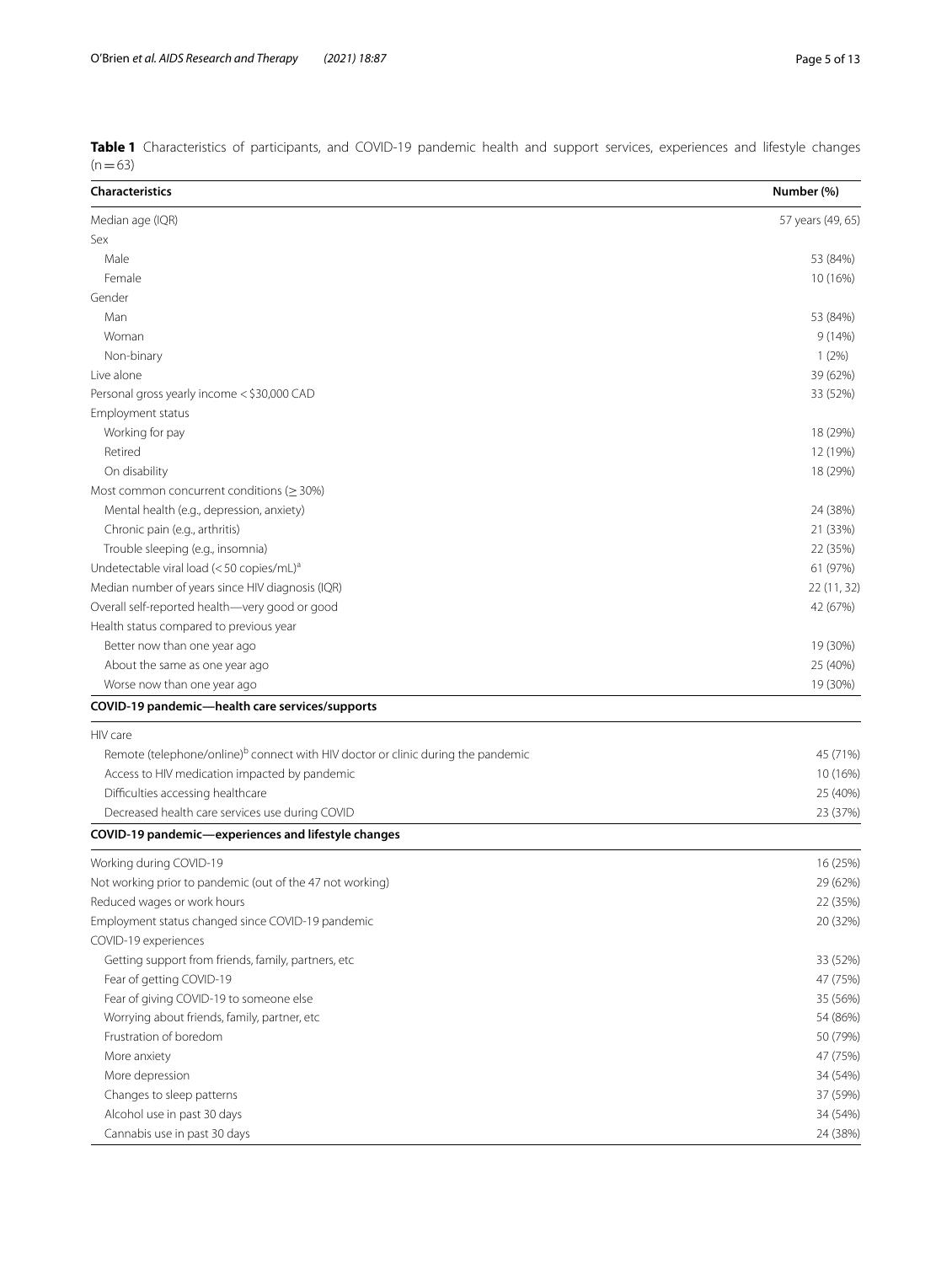**Table 1** Characteristics of participants, and COVID-19 pandemic health and support services, experiences and lifestyle changes (n = 63)

| Characteristics | Number (%) |
|---|---|
| Median age (IQR) | 57 years (49, 65) |
| Sex | |
| Male | 53 (84%) |
| Female | 10 (16%) |
| Gender | |
| Man | 53 (84%) |
| Woman | 9 (14%) |
| Non-binary | 1 (2%) |
| Live alone | 39 (62%) |
| Personal gross yearly income < $30,000 CAD | 33 (52%) |
| Employment status | |
| Working for pay | 18 (29%) |
| Retired | 12 (19%) |
| On disability | 18 (29%) |
| Most common concurrent conditions (≥ 30%) | |
| Mental health (e.g., depression, anxiety) | 24 (38%) |
| Chronic pain (e.g., arthritis) | 21 (33%) |
| Trouble sleeping (e.g., insomnia) | 22 (35%) |
| Undetectable viral load (< 50 copies/mL)[a] | 61 (97%) |
| Median number of years since HIV diagnosis (IQR) | 22 (11, 32) |
| Overall self-reported health—very good or good | 42 (67%) |
| Health status compared to previous year | |
| Better now than one year ago | 19 (30%) |
| About the same as one year ago | 25 (40%) |
| Worse now than one year ago | 19 (30%) |
| **COVID-19 pandemic—health care services/supports** | |
| HIV care | |
| Remote (telephone/online)[b] connect with HIV doctor or clinic during the pandemic | 45 (71%) |
| Access to HIV medication impacted by pandemic | 10 (16%) |
| Difficulties accessing healthcare | 25 (40%) |
| Decreased health care services use during COVID | 23 (37%) |
| **COVID-19 pandemic—experiences and lifestyle changes** | |
| Working during COVID-19 | 16 (25%) |
| Not working prior to pandemic (out of the 47 not working) | 29 (62%) |
| Reduced wages or work hours | 22 (35%) |
| Employment status changed since COVID-19 pandemic | 20 (32%) |
| COVID-19 experiences | |
| Getting support from friends, family, partners, etc | 33 (52%) |
| Fear of getting COVID-19 | 47 (75%) |
| Fear of giving COVID-19 to someone else | 35 (56%) |
| Worrying about friends, family, partner, etc | 54 (86%) |
| Frustration of boredom | 50 (79%) |
| More anxiety | 47 (75%) |
| More depression | 34 (54%) |
| Changes to sleep patterns | 37 (59%) |
| Alcohol use in past 30 days | 34 (54%) |
| Cannabis use in past 30 days | 24 (38%) |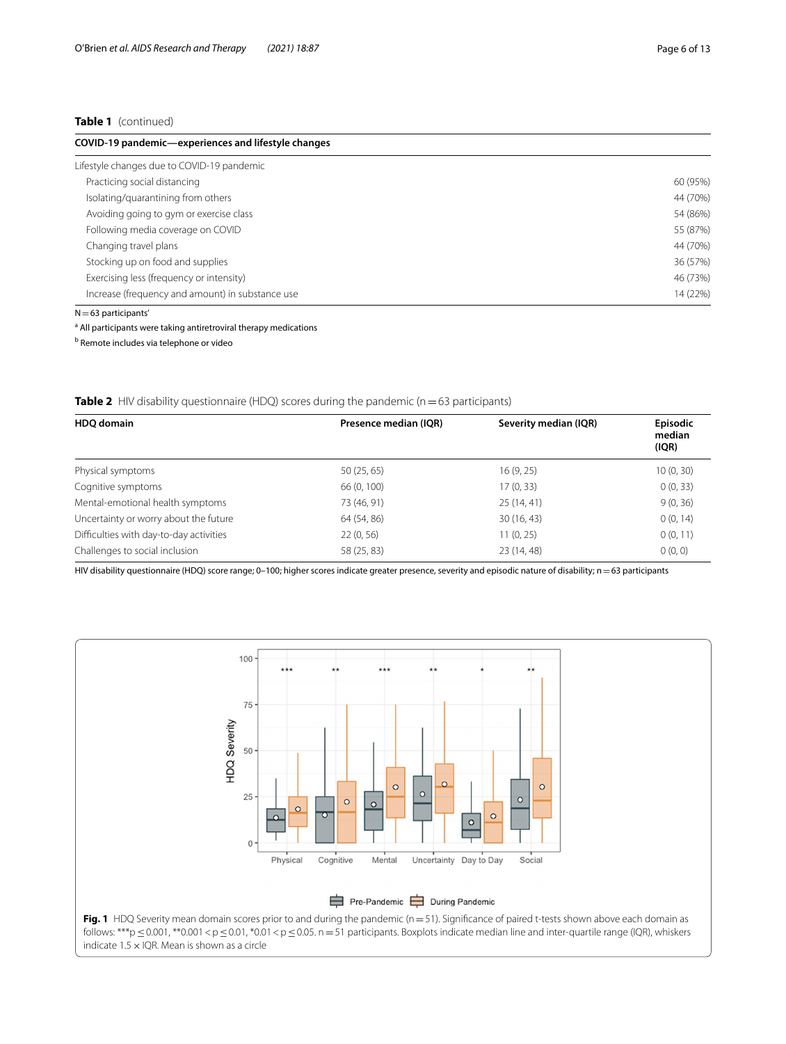**Table 1** (continued)

| COVID-19 pandemic—experiences and lifestyle changes | |
|---|---|
| Lifestyle changes due to COVID-19 pandemic | |
| Practicing social distancing | 60 (95%) |
| Isolating/quarantining from others | 44 (70%) |
| Avoiding going to gym or exercise class | 54 (86%) |
| Following media coverage on COVID | 55 (87%) |
| Changing travel plans | 44 (70%) |
| Stocking up on food and supplies | 36 (57%) |
| Exercising less (frequency or intensity) | 46 (73%) |
| Increase (frequency and amount) in substance use | 14 (22%) |

N = 63 participants'

[a] All participants were taking antiretroviral therapy medications

[b] Remote includes via telephone or video

**Table 2** HIV disability questionnaire (HDQ) scores during the pandemic (n = 63 participants)

| HDQ domain | Presence median (IQR) | Severity median (IQR) | Episodic median (IQR) |
|---|---|---|---|
| Physical symptoms | 50 (25, 65) | 16 (9, 25) | 10 (0, 30) |
| Cognitive symptoms | 66 (0, 100) | 17 (0, 33) | 0 (0, 33) |
| Mental-emotional health symptoms | 73 (46, 91) | 25 (14, 41) | 9 (0, 36) |
| Uncertainty or worry about the future | 64 (54, 86) | 30 (16, 43) | 0 (0, 14) |
| Difficulties with day-to-day activities | 22 (0, 56) | 11 (0, 25) | 0 (0, 11) |
| Challenges to social inclusion | 58 (25, 83) | 23 (14, 48) | 0 (0, 0) |

HIV disability questionnaire (HDQ) score range; 0–100; higher scores indicate greater presence, severity and episodic nature of disability; n = 63 participants

**Fig. 1** HDQ Severity mean domain scores prior to and during the pandemic (n = 51). Significance of paired t-tests shown above each domain as follows: ***p ≤ 0.001, **0.001 < p ≤ 0.01, *0.01 < p ≤ 0.05. n = 51 participants. Boxplots indicate median line and inter-quartile range (IQR), whiskers indicate 1.5 × IQR. Mean is shown as a circle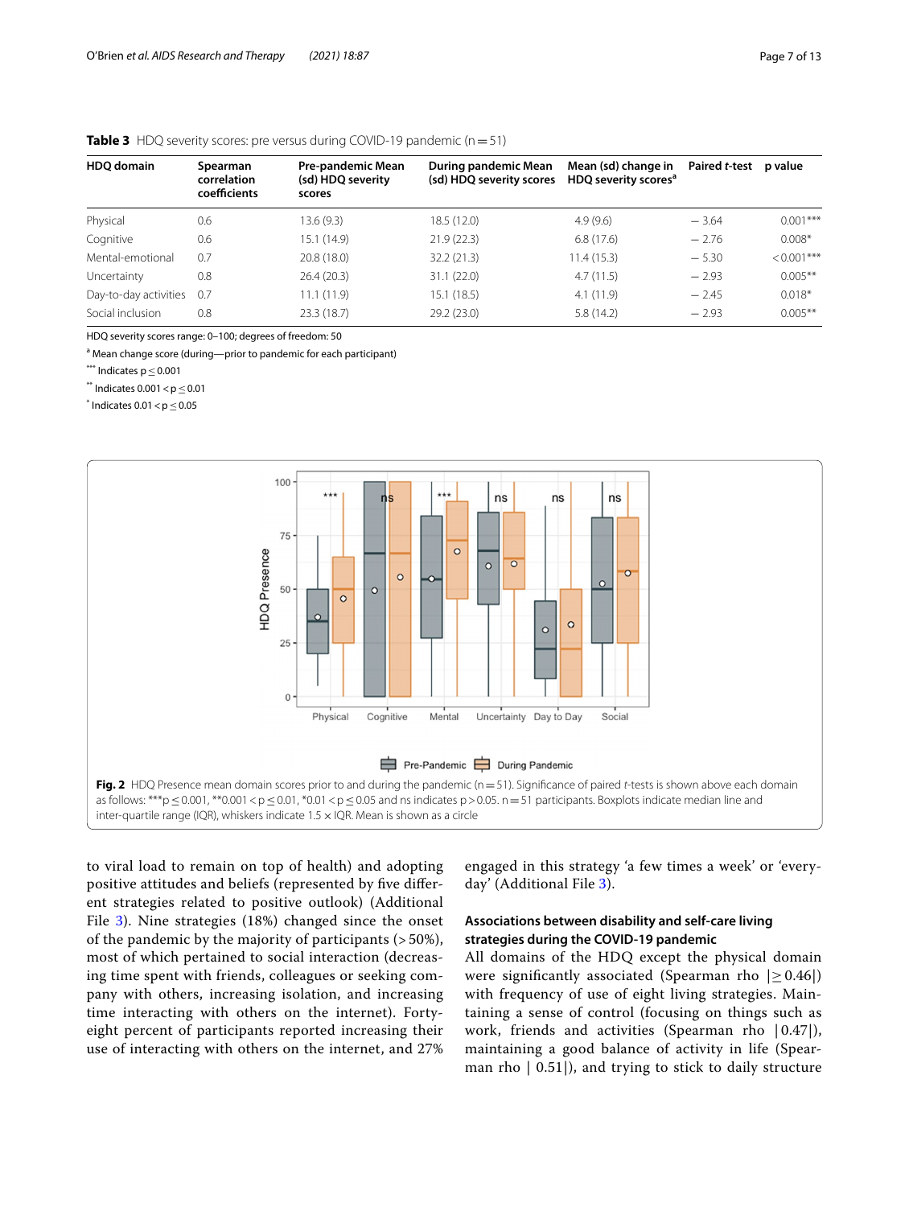**Table 3** HDQ severity scores: pre versus during COVID-19 pandemic (n = 51)

| HDQ domain | Spearman correlation coefficients | Pre-pandemic Mean (sd) HDQ severity scores | During pandemic Mean (sd) HDQ severity scores | Mean (sd) change in HDQ severity scores[a] | Paired *t*-test | p value |
|---|---|---|---|---|---|---|
| Physical | 0.6 | 13.6 (9.3) | 18.5 (12.0) | 4.9 (9.6) | − 3.64 | 0.001*** |
| Cognitive | 0.6 | 15.1 (14.9) | 21.9 (22.3) | 6.8 (17.6) | − 2.76 | 0.008* |
| Mental-emotional | 0.7 | 20.8 (18.0) | 32.2 (21.3) | 11.4 (15.3) | − 5.30 | < 0.001*** |
| Uncertainty | 0.8 | 26.4 (20.3) | 31.1 (22.0) | 4.7 (11.5) | − 2.93 | 0.005** |
| Day-to-day activities | 0.7 | 11.1 (11.9) | 15.1 (18.5) | 4.1 (11.9) | − 2.45 | 0.018* |
| Social inclusion | 0.8 | 23.3 (18.7) | 29.2 (23.0) | 5.8 (14.2) | − 2.93 | 0.005** |

HDQ severity scores range: 0–100; degrees of freedom: 50

[a] Mean change score (during—prior to pandemic for each participant)

*** Indicates $p \leq 0.001$

** Indicates $0.001 < p \leq 0.01$

* Indicates $0.01 < p \leq 0.05$

**Fig. 2** HDQ Presence mean domain scores prior to and during the pandemic (n = 51). Significance of paired *t*-tests is shown above each domain as follows: ***$p \leq 0.001$, **$0.001 < p \leq 0.01$, *$0.01 < p \leq 0.05$ and ns indicates $p > 0.05$. n = 51 participants. Boxplots indicate median line and inter-quartile range (IQR), whiskers indicate 1.5 × IQR. Mean is shown as a circle

to viral load to remain on top of health) and adopting positive attitudes and beliefs (represented by five different strategies related to positive outlook) (Additional File 3). Nine strategies (18%) changed since the onset of the pandemic by the majority of participants (> 50%), most of which pertained to social interaction (decreasing time spent with friends, colleagues or seeking company with others, increasing isolation, and increasing time interacting with others on the internet). Forty-eight percent of participants reported increasing their use of interacting with others on the internet, and 27% engaged in this strategy 'a few times a week' or 'everyday' (Additional File 3).

### Associations between disability and self-care living strategies during the COVID-19 pandemic

All domains of the HDQ except the physical domain were significantly associated (Spearman rho $|\geq 0.46|$) with frequency of use of eight living strategies. Maintaining a sense of control (focusing on things such as work, friends and activities (Spearman rho $|0.47|$), maintaining a good balance of activity in life (Spearman rho $|0.51|$), and trying to stick to daily structure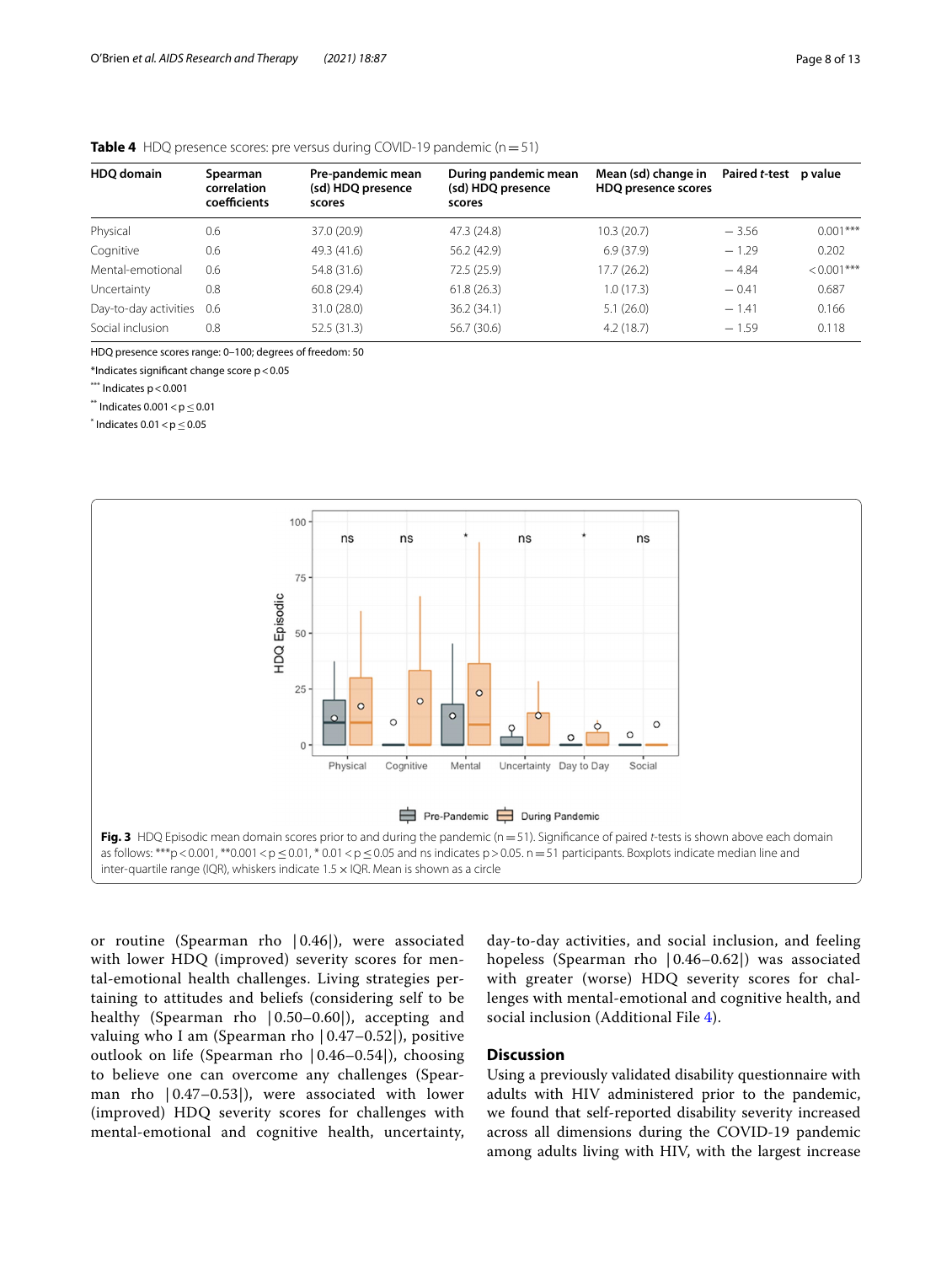**Table 4** HDQ presence scores: pre versus during COVID-19 pandemic (n = 51)

| HDQ domain | Spearman correlation coefficients | Pre-pandemic mean (sd) HDQ presence scores | During pandemic mean (sd) HDQ presence scores | Mean (sd) change in HDQ presence scores | Paired *t*-test | p value |
|---|---|---|---|---|---|---|
| Physical | 0.6 | 37.0 (20.9) | 47.3 (24.8) | 10.3 (20.7) | − 3.56 | 0.001*** |
| Cognitive | 0.6 | 49.3 (41.6) | 56.2 (42.9) | 6.9 (37.9) | − 1.29 | 0.202 |
| Mental-emotional | 0.6 | 54.8 (31.6) | 72.5 (25.9) | 17.7 (26.2) | − 4.84 | < 0.001*** |
| Uncertainty | 0.8 | 60.8 (29.4) | 61.8 (26.3) | 1.0 (17.3) | − 0.41 | 0.687 |
| Day-to-day activities | 0.6 | 31.0 (28.0) | 36.2 (34.1) | 5.1 (26.0) | − 1.41 | 0.166 |
| Social inclusion | 0.8 | 52.5 (31.3) | 56.7 (30.6) | 4.2 (18.7) | − 1.59 | 0.118 |

HDQ presence scores range: 0–100; degrees of freedom: 50

*Indicates significant change score p < 0.05

*** Indicates p < 0.001

** Indicates 0.001 < p ≤ 0.01

* Indicates 0.01 < p ≤ 0.05

**Fig. 3** HDQ Episodic mean domain scores prior to and during the pandemic (n = 51). Significance of paired *t*-tests is shown above each domain as follows: ***p < 0.001, **0.001 < p ≤ 0.01, * 0.01 < p ≤ 0.05 and ns indicates p > 0.05. n = 51 participants. Boxplots indicate median line and inter-quartile range (IQR), whiskers indicate 1.5 × IQR. Mean is shown as a circle

or routine (Spearman rho |0.46|), were associated with lower HDQ (improved) severity scores for mental-emotional health challenges. Living strategies pertaining to attitudes and beliefs (considering self to be healthy (Spearman rho |0.50–0.60|), accepting and valuing who I am (Spearman rho |0.47–0.52|), positive outlook on life (Spearman rho |0.46–0.54|), choosing to believe one can overcome any challenges (Spearman rho |0.47–0.53|), were associated with lower (improved) HDQ severity scores for challenges with mental-emotional and cognitive health, uncertainty, day-to-day activities, and social inclusion, and feeling hopeless (Spearman rho |0.46–0.62|) was associated with greater (worse) HDQ severity scores for challenges with mental-emotional and cognitive health, and social inclusion (Additional File 4).

## Discussion

Using a previously validated disability questionnaire with adults with HIV administered prior to the pandemic, we found that self-reported disability severity increased across all dimensions during the COVID-19 pandemic among adults living with HIV, with the largest increase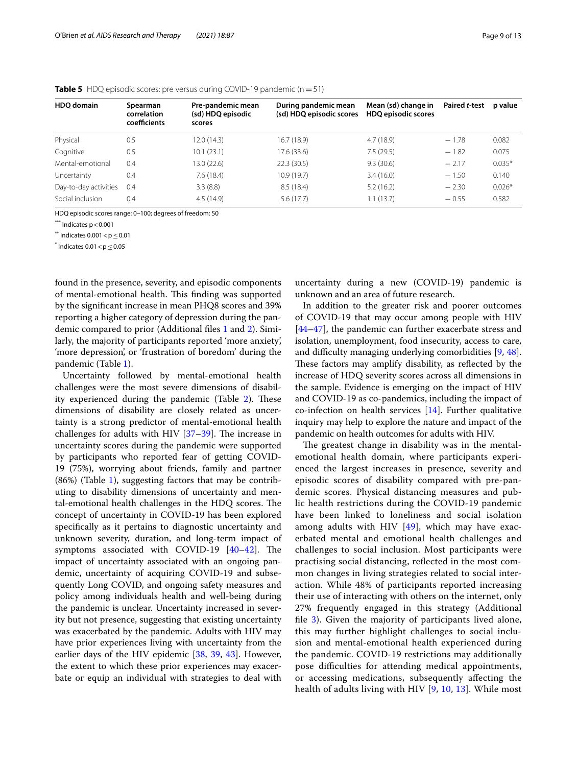**Table 5** HDQ episodic scores: pre versus during COVID-19 pandemic (n = 51)

| HDQ domain | Spearman correlation coefficients | Pre-pandemic mean (sd) HDQ episodic scores | During pandemic mean (sd) HDQ episodic scores | Mean (sd) change in HDQ episodic scores | Paired *t*-test | p value |
|---|---|---|---|---|---|---|
| Physical | 0.5 | 12.0 (14.3) | 16.7 (18.9) | 4.7 (18.9) | − 1.78 | 0.082 |
| Cognitive | 0.5 | 10.1 (23.1) | 17.6 (33.6) | 7.5 (29.5) | − 1.82 | 0.075 |
| Mental-emotional | 0.4 | 13.0 (22.6) | 22.3 (30.5) | 9.3 (30.6) | − 2.17 | 0.035* |
| Uncertainty | 0.4 | 7.6 (18.4) | 10.9 (19.7) | 3.4 (16.0) | − 1.50 | 0.140 |
| Day-to-day activities | 0.4 | 3.3 (8.8) | 8.5 (18.4) | 5.2 (16.2) | − 2.30 | 0.026* |
| Social inclusion | 0.4 | 4.5 (14.9) | 5.6 (17.7) | 1.1 (13.7) | − 0.55 | 0.582 |

HDQ episodic scores range: 0–100; degrees of freedom: 50

*** Indicates $p < 0.001$

** Indicates $0.001 < p \leq 0.01$

* Indicates $0.01 < p \leq 0.05$

found in the presence, severity, and episodic components of mental-emotional health. This finding was supported by the significant increase in mean PHQ8 scores and 39% reporting a higher category of depression during the pandemic compared to prior (Additional files 1 and 2). Similarly, the majority of participants reported 'more anxiety', 'more depression', or 'frustration of boredom' during the pandemic (Table 1).

Uncertainty followed by mental-emotional health challenges were the most severe dimensions of disability experienced during the pandemic (Table 2). These dimensions of disability are closely related as uncertainty is a strong predictor of mental-emotional health challenges for adults with HIV [37–39]. The increase in uncertainty scores during the pandemic were supported by participants who reported fear of getting COVID-19 (75%), worrying about friends, family and partner (86%) (Table 1), suggesting factors that may be contributing to disability dimensions of uncertainty and mental-emotional health challenges in the HDQ scores. The concept of uncertainty in COVID-19 has been explored specifically as it pertains to diagnostic uncertainty and unknown severity, duration, and long-term impact of symptoms associated with COVID-19 [40–42]. The impact of uncertainty associated with an ongoing pandemic, uncertainty of acquiring COVID-19 and subsequently Long COVID, and ongoing safety measures and policy among individuals health and well-being during the pandemic is unclear. Uncertainty increased in severity but not presence, suggesting that existing uncertainty was exacerbated by the pandemic. Adults with HIV may have prior experiences living with uncertainty from the earlier days of the HIV epidemic [38, 39, 43]. However, the extent to which these prior experiences may exacerbate or equip an individual with strategies to deal with uncertainty during a new (COVID-19) pandemic is unknown and an area of future research.

In addition to the greater risk and poorer outcomes of COVID-19 that may occur among people with HIV [44–47], the pandemic can further exacerbate stress and isolation, unemployment, food insecurity, access to care, and difficulty managing underlying comorbidities [9, 48]. These factors may amplify disability, as reflected by the increase of HDQ severity scores across all dimensions in the sample. Evidence is emerging on the impact of HIV and COVID-19 as co-pandemics, including the impact of co-infection on health services [14]. Further qualitative inquiry may help to explore the nature and impact of the pandemic on health outcomes for adults with HIV.

The greatest change in disability was in the mental-emotional health domain, where participants experienced the largest increases in presence, severity and episodic scores of disability compared with pre-pandemic scores. Physical distancing measures and public health restrictions during the COVID-19 pandemic have been linked to loneliness and social isolation among adults with HIV [49], which may have exacerbated mental and emotional health challenges and challenges to social inclusion. Most participants were practising social distancing, reflected in the most common changes in living strategies related to social interaction. While 48% of participants reported increasing their use of interacting with others on the internet, only 27% frequently engaged in this strategy (Additional file 3). Given the majority of participants lived alone, this may further highlight challenges to social inclusion and mental-emotional health experienced during the pandemic. COVID-19 restrictions may additionally pose difficulties for attending medical appointments, or accessing medications, subsequently affecting the health of adults living with HIV [9, 10, 13]. While most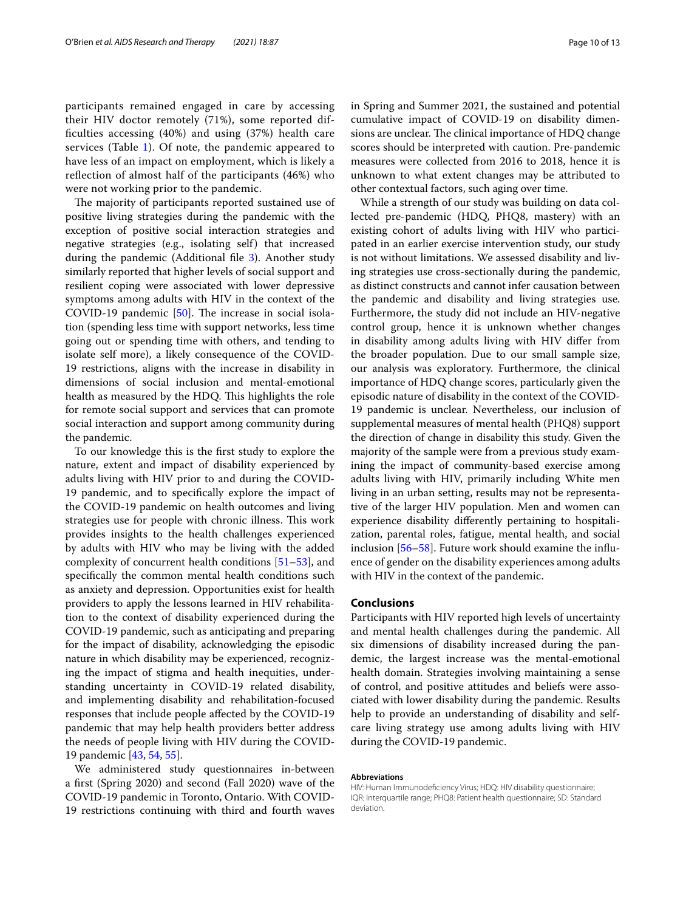participants remained engaged in care by accessing their HIV doctor remotely (71%), some reported difficulties accessing (40%) and using (37%) health care services (Table 1). Of note, the pandemic appeared to have less of an impact on employment, which is likely a reflection of almost half of the participants (46%) who were not working prior to the pandemic.

The majority of participants reported sustained use of positive living strategies during the pandemic with the exception of positive social interaction strategies and negative strategies (e.g., isolating self) that increased during the pandemic (Additional file 3). Another study similarly reported that higher levels of social support and resilient coping were associated with lower depressive symptoms among adults with HIV in the context of the COVID-19 pandemic [50]. The increase in social isolation (spending less time with support networks, less time going out or spending time with others, and tending to isolate self more), a likely consequence of the COVID-19 restrictions, aligns with the increase in disability in dimensions of social inclusion and mental-emotional health as measured by the HDQ. This highlights the role for remote social support and services that can promote social interaction and support among community during the pandemic.

To our knowledge this is the first study to explore the nature, extent and impact of disability experienced by adults living with HIV prior to and during the COVID-19 pandemic, and to specifically explore the impact of the COVID-19 pandemic on health outcomes and living strategies use for people with chronic illness. This work provides insights to the health challenges experienced by adults with HIV who may be living with the added complexity of concurrent health conditions [51–53], and specifically the common mental health conditions such as anxiety and depression. Opportunities exist for health providers to apply the lessons learned in HIV rehabilitation to the context of disability experienced during the COVID-19 pandemic, such as anticipating and preparing for the impact of disability, acknowledging the episodic nature in which disability may be experienced, recognizing the impact of stigma and health inequities, understanding uncertainty in COVID-19 related disability, and implementing disability and rehabilitation-focused responses that include people affected by the COVID-19 pandemic that may help health providers better address the needs of people living with HIV during the COVID-19 pandemic [43, 54, 55].

We administered study questionnaires in-between a first (Spring 2020) and second (Fall 2020) wave of the COVID-19 pandemic in Toronto, Ontario. With COVID-19 restrictions continuing with third and fourth waves in Spring and Summer 2021, the sustained and potential cumulative impact of COVID-19 on disability dimensions are unclear. The clinical importance of HDQ change scores should be interpreted with caution. Pre-pandemic measures were collected from 2016 to 2018, hence it is unknown to what extent changes may be attributed to other contextual factors, such aging over time.

While a strength of our study was building on data collected pre-pandemic (HDQ, PHQ8, mastery) with an existing cohort of adults living with HIV who participated in an earlier exercise intervention study, our study is not without limitations. We assessed disability and living strategies use cross-sectionally during the pandemic, as distinct constructs and cannot infer causation between the pandemic and disability and living strategies use. Furthermore, the study did not include an HIV-negative control group, hence it is unknown whether changes in disability among adults living with HIV differ from the broader population. Due to our small sample size, our analysis was exploratory. Furthermore, the clinical importance of HDQ change scores, particularly given the episodic nature of disability in the context of the COVID-19 pandemic is unclear. Nevertheless, our inclusion of supplemental measures of mental health (PHQ8) support the direction of change in disability this study. Given the majority of the sample were from a previous study examining the impact of community-based exercise among adults living with HIV, primarily including White men living in an urban setting, results may not be representative of the larger HIV population. Men and women can experience disability differently pertaining to hospitalization, parental roles, fatigue, mental health, and social inclusion [56–58]. Future work should examine the influence of gender on the disability experiences among adults with HIV in the context of the pandemic.

## Conclusions

Participants with HIV reported high levels of uncertainty and mental health challenges during the pandemic. All six dimensions of disability increased during the pandemic, the largest increase was the mental-emotional health domain. Strategies involving maintaining a sense of control, and positive attitudes and beliefs were associated with lower disability during the pandemic. Results help to provide an understanding of disability and self-care living strategy use among adults living with HIV during the COVID-19 pandemic.

#### Abbreviations

HIV: Human Immunodeficiency Virus; HDQ: HIV disability questionnaire; IQR: Interquartile range; PHQ8: Patient health questionnaire; SD: Standard deviation.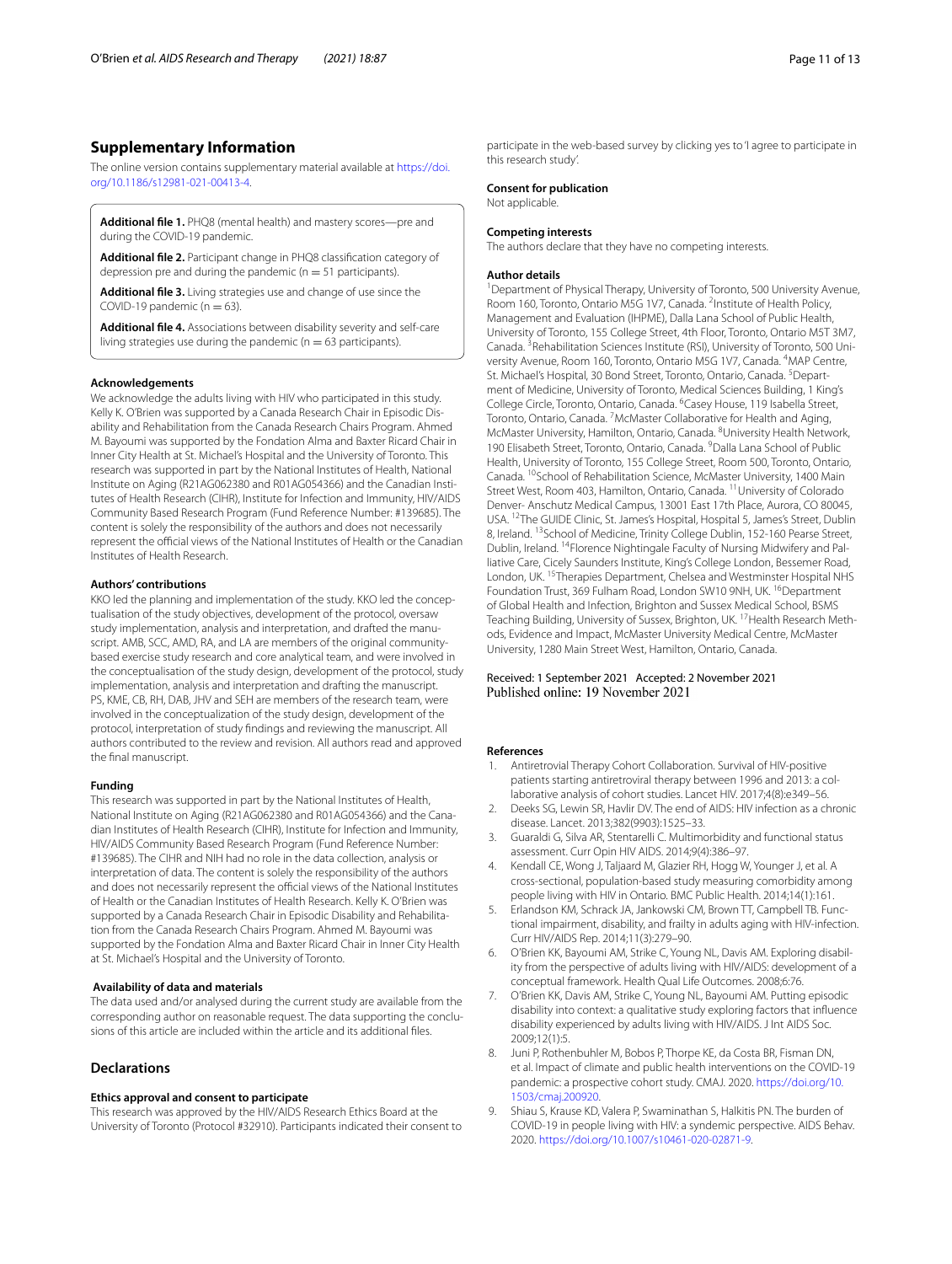## Supplementary Information

The online version contains supplementary material available at https://doi.org/10.1186/s12981-021-00413-4.

**Additional file 1.** PHQ8 (mental health) and mastery scores—pre and during the COVID-19 pandemic.

**Additional file 2.** Participant change in PHQ8 classification category of depression pre and during the pandemic (n = 51 participants).

**Additional file 3.** Living strategies use and change of use since the COVID-19 pandemic (n = 63).

**Additional file 4.** Associations between disability severity and self-care living strategies use during the pandemic (n = 63 participants).

### Acknowledgements

We acknowledge the adults living with HIV who participated in this study. Kelly K. O'Brien was supported by a Canada Research Chair in Episodic Disability and Rehabilitation from the Canada Research Chairs Program. Ahmed M. Bayoumi was supported by the Fondation Alma and Baxter Ricard Chair in Inner City Health at St. Michael's Hospital and the University of Toronto. This research was supported in part by the National Institutes of Health, National Institute on Aging (R21AG062380 and R01AG054366) and the Canadian Institutes of Health Research (CIHR), Institute for Infection and Immunity, HIV/AIDS Community Based Research Program (Fund Reference Number: #139685). The content is solely the responsibility of the authors and does not necessarily represent the official views of the National Institutes of Health or the Canadian Institutes of Health Research.

### Authors' contributions

KKO led the planning and implementation of the study. KKO led the conceptualisation of the study objectives, development of the protocol, oversaw study implementation, analysis and interpretation, and drafted the manuscript. AMB, SCC, AMD, RA, and LA are members of the original community-based exercise study research and core analytical team, and were involved in the conceptualisation of the study design, development of the protocol, study implementation, analysis and interpretation and drafting the manuscript. PS, KME, CB, RH, DAB, JHV and SEH are members of the research team, were involved in the conceptualization of the study design, development of the protocol, interpretation of study findings and reviewing the manuscript. All authors contributed to the review and revision. All authors read and approved the final manuscript.

### Funding

This research was supported in part by the National Institutes of Health, National Institute on Aging (R21AG062380 and R01AG054366) and the Canadian Institutes of Health Research (CIHR), Institute for Infection and Immunity, HIV/AIDS Community Based Research Program (Fund Reference Number: #139685). The CIHR and NIH had no role in the data collection, analysis or interpretation of data. The content is solely the responsibility of the authors and does not necessarily represent the official views of the National Institutes of Health or the Canadian Institutes of Health Research. Kelly K. O'Brien was supported by a Canada Research Chair in Episodic Disability and Rehabilitation from the Canada Research Chairs Program. Ahmed M. Bayoumi was supported by the Fondation Alma and Baxter Ricard Chair in Inner City Health at St. Michael's Hospital and the University of Toronto.

### Availability of data and materials

The data used and/or analysed during the current study are available from the corresponding author on reasonable request. The data supporting the conclusions of this article are included within the article and its additional files.

## Declarations

### Ethics approval and consent to participate

This research was approved by the HIV/AIDS Research Ethics Board at the University of Toronto (Protocol #32910). Participants indicated their consent to participate in the web-based survey by clicking yes to 'I agree to participate in this research study'.

### Consent for publication

Not applicable.

### Competing interests

The authors declare that they have no competing interests.

### Author details

[1] Department of Physical Therapy, University of Toronto, 500 University Avenue, Room 160, Toronto, Ontario M5G 1V7, Canada. [2] Institute of Health Policy, Management and Evaluation (IHPME), Dalla Lana School of Public Health, University of Toronto, 155 College Street, 4th Floor, Toronto, Ontario M5T 3M7, Canada. [3] Rehabilitation Sciences Institute (RSI), University of Toronto, 500 University Avenue, Room 160, Toronto, Ontario M5G 1V7, Canada. [4] MAP Centre, St. Michael's Hospital, 30 Bond Street, Toronto, Ontario, Canada. [5] Department of Medicine, University of Toronto, Medical Sciences Building, 1 King's College Circle, Toronto, Ontario, Canada. [6] Casey House, 119 Isabella Street, Toronto, Ontario, Canada. [7] McMaster Collaborative for Health and Aging, McMaster University, Hamilton, Ontario, Canada. [8] University Health Network, 190 Elisabeth Street, Toronto, Ontario, Canada. [9] Dalla Lana School of Public Health, University of Toronto, 155 College Street, Room 500, Toronto, Ontario, Canada. [10] School of Rehabilitation Science, McMaster University, 1400 Main Street West, Room 403, Hamilton, Ontario, Canada. [11] University of Colorado Denver- Anschutz Medical Campus, 13001 East 17th Place, Aurora, CO 80045, USA. [12] The GUIDE Clinic, St. James's Hospital, Hospital 5, James's Street, Dublin 8, Ireland. [13] School of Medicine, Trinity College Dublin, 152-160 Pearse Street, Dublin, Ireland. [14] Florence Nightingale Faculty of Nursing Midwifery and Palliative Care, Cicely Saunders Institute, King's College London, Bessemer Road, London, UK. [15] Therapies Department, Chelsea and Westminster Hospital NHS Foundation Trust, 369 Fulham Road, London SW10 9NH, UK. [16] Department of Global Health and Infection, Brighton and Sussex Medical School, BSMS Teaching Building, University of Sussex, Brighton, UK. [17] Health Research Methods, Evidence and Impact, McMaster University Medical Centre, McMaster University, 1280 Main Street West, Hamilton, Ontario, Canada.

Received: 1 September 2021 Accepted: 2 November 2021
Published online: 19 November 2021

### References

1. Antiretrovial Therapy Cohort Collaboration. Survival of HIV-positive patients starting antiretroviral therapy between 1996 and 2013: a collaborative analysis of cohort studies. Lancet HIV. 2017;4(8):e349–56.
2. Deeks SG, Lewin SR, Havlir DV. The end of AIDS: HIV infection as a chronic disease. Lancet. 2013;382(9903):1525–33.
3. Guaraldi G, Silva AR, Stentarelli C. Multimorbidity and functional status assessment. Curr Opin HIV AIDS. 2014;9(4):386–97.
4. Kendall CE, Wong J, Taljaard M, Glazier RH, Hogg W, Younger J, et al. A cross-sectional, population-based study measuring comorbidity among people living with HIV in Ontario. BMC Public Health. 2014;14(1):161.
5. Erlandson KM, Schrack JA, Jankowski CM, Brown TT, Campbell TB. Functional impairment, disability, and frailty in adults aging with HIV-infection. Curr HIV/AIDS Rep. 2014;11(3):279–90.
6. O'Brien KK, Bayoumi AM, Strike C, Young NL, Davis AM. Exploring disability from the perspective of adults living with HIV/AIDS: development of a conceptual framework. Health Qual Life Outcomes. 2008;6:76.
7. O'Brien KK, Davis AM, Strike C, Young NL, Bayoumi AM. Putting episodic disability into context: a qualitative study exploring factors that influence disability experienced by adults living with HIV/AIDS. J Int AIDS Soc. 2009;12(1):5.
8. Juni P, Rothenbuhler M, Bobos P, Thorpe KE, da Costa BR, Fisman DN, et al. Impact of climate and public health interventions on the COVID-19 pandemic: a prospective cohort study. CMAJ. 2020. https://doi.org/10.1503/cmaj.200920.
9. Shiau S, Krause KD, Valera P, Swaminathan S, Halkitis PN. The burden of COVID-19 in people living with HIV: a syndemic perspective. AIDS Behav. 2020. https://doi.org/10.1007/s10461-020-02871-9.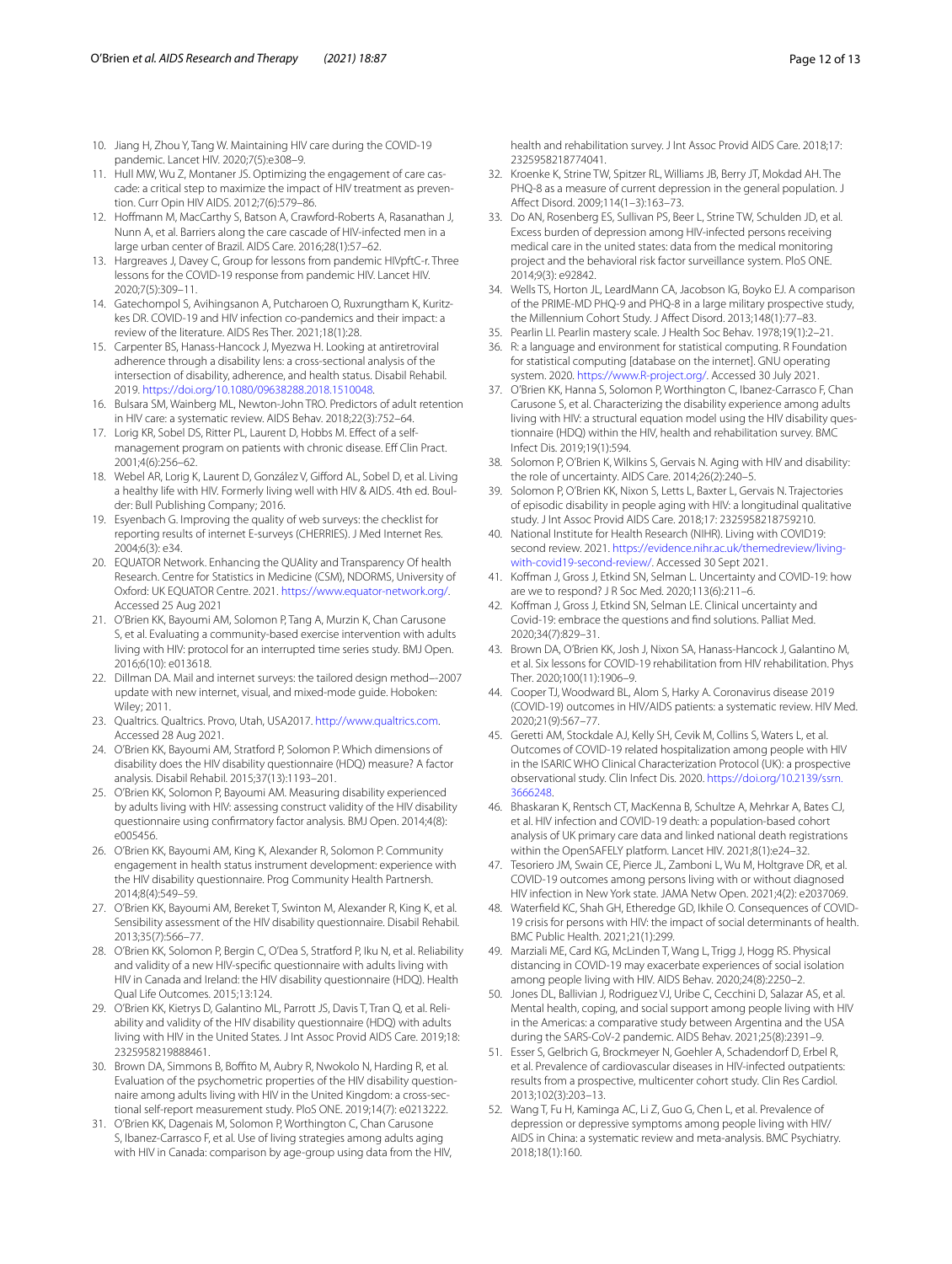10. Jiang H, Zhou Y, Tang W. Maintaining HIV care during the COVID-19 pandemic. Lancet HIV. 2020;7(5):e308–9.
11. Hull MW, Wu Z, Montaner JS. Optimizing the engagement of care cascade: a critical step to maximize the impact of HIV treatment as prevention. Curr Opin HIV AIDS. 2012;7(6):579–86.
12. Hoffmann M, MacCarthy S, Batson A, Crawford-Roberts A, Rasanathan J, Nunn A, et al. Barriers along the care cascade of HIV-infected men in a large urban center of Brazil. AIDS Care. 2016;28(1):57–62.
13. Hargreaves J, Davey C, Group for lessons from pandemic HIVpftC-r. Three lessons for the COVID-19 response from pandemic HIV. Lancet HIV. 2020;7(5):309–11.
14. Gatechompol S, Avihingsanon A, Putcharoen O, Ruxrungtham K, Kuritzkes DR. COVID-19 and HIV infection co-pandemics and their impact: a review of the literature. AIDS Res Ther. 2021;18(1):28.
15. Carpenter BS, Hanass-Hancock J, Myezwa H. Looking at antiretroviral adherence through a disability lens: a cross-sectional analysis of the intersection of disability, adherence, and health status. Disabil Rehabil. 2019. https://doi.org/10.1080/09638288.2018.1510048.
16. Bulsara SM, Wainberg ML, Newton-John TRO. Predictors of adult retention in HIV care: a systematic review. AIDS Behav. 2018;22(3):752–64.
17. Lorig KR, Sobel DS, Ritter PL, Laurent D, Hobbs M. Effect of a self-management program on patients with chronic disease. Eff Clin Pract. 2001;4(6):256–62.
18. Webel AR, Lorig K, Laurent D, González V, Gifford AL, Sobel D, et al. Living a healthy life with HIV. Formerly living well with HIV & AIDS. 4th ed. Boulder: Bull Publishing Company; 2016.
19. Esyenbach G. Improving the quality of web surveys: the checklist for reporting results of internet E-surveys (CHERRIES). J Med Internet Res. 2004;6(3): e34.
20. EQUATOR Network. Enhancing the QUAlity and Transparency Of health Research. Centre for Statistics in Medicine (CSM), NDORMS, University of Oxford: UK EQUATOR Centre. 2021. https://www.equator-network.org/. Accessed 25 Aug 2021
21. O'Brien KK, Bayoumi AM, Solomon P, Tang A, Murzin K, Chan Carusone S, et al. Evaluating a community-based exercise intervention with adults living with HIV: protocol for an interrupted time series study. BMJ Open. 2016;6(10): e013618.
22. Dillman DA. Mail and internet surveys: the tailored design method--2007 update with new internet, visual, and mixed-mode guide. Hoboken: Wiley; 2011.
23. Qualtrics. Qualtrics. Provo, Utah, USA2017. http://www.qualtrics.com. Accessed 28 Aug 2021.
24. O'Brien KK, Bayoumi AM, Stratford P, Solomon P. Which dimensions of disability does the HIV disability questionnaire (HDQ) measure? A factor analysis. Disabil Rehabil. 2015;37(13):1193–201.
25. O'Brien KK, Solomon P, Bayoumi AM. Measuring disability experienced by adults living with HIV: assessing construct validity of the HIV disability questionnaire using confirmatory factor analysis. BMJ Open. 2014;4(8): e005456.
26. O'Brien KK, Bayoumi AM, King K, Alexander R, Solomon P. Community engagement in health status instrument development: experience with the HIV disability questionnaire. Prog Community Health Partnersh. 2014;8(4):549–59.
27. O'Brien KK, Bayoumi AM, Bereket T, Swinton M, Alexander R, King K, et al. Sensibility assessment of the HIV disability questionnaire. Disabil Rehabil. 2013;35(7):566–77.
28. O'Brien KK, Solomon P, Bergin C, O'Dea S, Stratford P, Iku N, et al. Reliability and validity of a new HIV-specific questionnaire with adults living with HIV in Canada and Ireland: the HIV disability questionnaire (HDQ). Health Qual Life Outcomes. 2015;13:124.
29. O'Brien KK, Kietrys D, Galantino ML, Parrott JS, Davis T, Tran Q, et al. Reliability and validity of the HIV disability questionnaire (HDQ) with adults living with HIV in the United States. J Int Assoc Provid AIDS Care. 2019;18: 2325958219888461.
30. Brown DA, Simmons B, Boffito M, Aubry R, Nwokolo N, Harding R, et al. Evaluation of the psychometric properties of the HIV disability questionnaire among adults living with HIV in the United Kingdom: a cross-sectional self-report measurement study. PloS ONE. 2019;14(7): e0213222.
31. O'Brien KK, Dagenais M, Solomon P, Worthington C, Chan Carusone S, Ibanez-Carrasco F, et al. Use of living strategies among adults aging with HIV in Canada: comparison by age-group using data from the HIV, health and rehabilitation survey. J Int Assoc Provid AIDS Care. 2018;17: 2325958218774041.
32. Kroenke K, Strine TW, Spitzer RL, Williams JB, Berry JT, Mokdad AH. The PHQ-8 as a measure of current depression in the general population. J Affect Disord. 2009;114(1–3):163–73.
33. Do AN, Rosenberg ES, Sullivan PS, Beer L, Strine TW, Schulden JD, et al. Excess burden of depression among HIV-infected persons receiving medical care in the united states: data from the medical monitoring project and the behavioral risk factor surveillance system. PloS ONE. 2014;9(3): e92842.
34. Wells TS, Horton JL, LeardMann CA, Jacobson IG, Boyko EJ. A comparison of the PRIME-MD PHQ-9 and PHQ-8 in a large military prospective study, the Millennium Cohort Study. J Affect Disord. 2013;148(1):77–83.
35. Pearlin LI. Pearlin mastery scale. J Health Soc Behav. 1978;19(1):2–21.
36. R: a language and environment for statistical computing. R Foundation for statistical computing [database on the internet]. GNU operating system. 2020. https://www.R-project.org/. Accessed 30 July 2021.
37. O'Brien KK, Hanna S, Solomon P, Worthington C, Ibanez-Carrasco F, Chan Carusone S, et al. Characterizing the disability experience among adults living with HIV: a structural equation model using the HIV disability questionnaire (HDQ) within the HIV, health and rehabilitation survey. BMC Infect Dis. 2019;19(1):594.
38. Solomon P, O'Brien K, Wilkins S, Gervais N. Aging with HIV and disability: the role of uncertainty. AIDS Care. 2014;26(2):240–5.
39. Solomon P, O'Brien KK, Nixon S, Letts L, Baxter L, Gervais N. Trajectories of episodic disability in people aging with HIV: a longitudinal qualitative study. J Int Assoc Provid AIDS Care. 2018;17: 2325958218759210.
40. National Institute for Health Research (NIHR). Living with COVID19: second review. 2021. https://evidence.nihr.ac.uk/themedreview/living-with-covid19-second-review/. Accessed 30 Sept 2021.
41. Koffman J, Gross J, Etkind SN, Selman L. Uncertainty and COVID-19: how are we to respond? J R Soc Med. 2020;113(6):211–6.
42. Koffman J, Gross J, Etkind SN, Selman LE. Clinical uncertainty and Covid-19: embrace the questions and find solutions. Palliat Med. 2020;34(7):829–31.
43. Brown DA, O'Brien KK, Josh J, Nixon SA, Hanass-Hancock J, Galantino M, et al. Six lessons for COVID-19 rehabilitation from HIV rehabilitation. Phys Ther. 2020;100(11):1906–9.
44. Cooper TJ, Woodward BL, Alom S, Harky A. Coronavirus disease 2019 (COVID-19) outcomes in HIV/AIDS patients: a systematic review. HIV Med. 2020;21(9):567–77.
45. Geretti AM, Stockdale AJ, Kelly SH, Cevik M, Collins S, Waters L, et al. Outcomes of COVID-19 related hospitalization among people with HIV in the ISARIC WHO Clinical Characterization Protocol (UK): a prospective observational study. Clin Infect Dis. 2020. https://doi.org/10.2139/ssrn.3666248.
46. Bhaskaran K, Rentsch CT, MacKenna B, Schultze A, Mehrkar A, Bates CJ, et al. HIV infection and COVID-19 death: a population-based cohort analysis of UK primary care data and linked national death registrations within the OpenSAFELY platform. Lancet HIV. 2021;8(1):e24–32.
47. Tesoriero JM, Swain CE, Pierce JL, Zamboni L, Wu M, Holtgrave DR, et al. COVID-19 outcomes among persons living with or without diagnosed HIV infection in New York state. JAMA Netw Open. 2021;4(2): e2037069.
48. Waterfield KC, Shah GH, Etheredge GD, Ikhile O. Consequences of COVID-19 crisis for persons with HIV: the impact of social determinants of health. BMC Public Health. 2021;21(1):299.
49. Marziali ME, Card KG, McLinden T, Wang L, Trigg J, Hogg RS. Physical distancing in COVID-19 may exacerbate experiences of social isolation among people living with HIV. AIDS Behav. 2020;24(8):2250–2.
50. Jones DL, Ballivian J, Rodriguez VJ, Uribe C, Cecchini D, Salazar AS, et al. Mental health, coping, and social support among people living with HIV in the Americas: a comparative study between Argentina and the USA during the SARS-CoV-2 pandemic. AIDS Behav. 2021;25(8):2391–9.
51. Esser S, Gelbrich G, Brockmeyer N, Goehler A, Schadendorf D, Erbel R, et al. Prevalence of cardiovascular diseases in HIV-infected outpatients: results from a prospective, multicenter cohort study. Clin Res Cardiol. 2013;102(3):203–13.
52. Wang T, Fu H, Kaminga AC, Li Z, Guo G, Chen L, et al. Prevalence of depression or depressive symptoms among people living with HIV/AIDS in China: a systematic review and meta-analysis. BMC Psychiatry. 2018;18(1):160.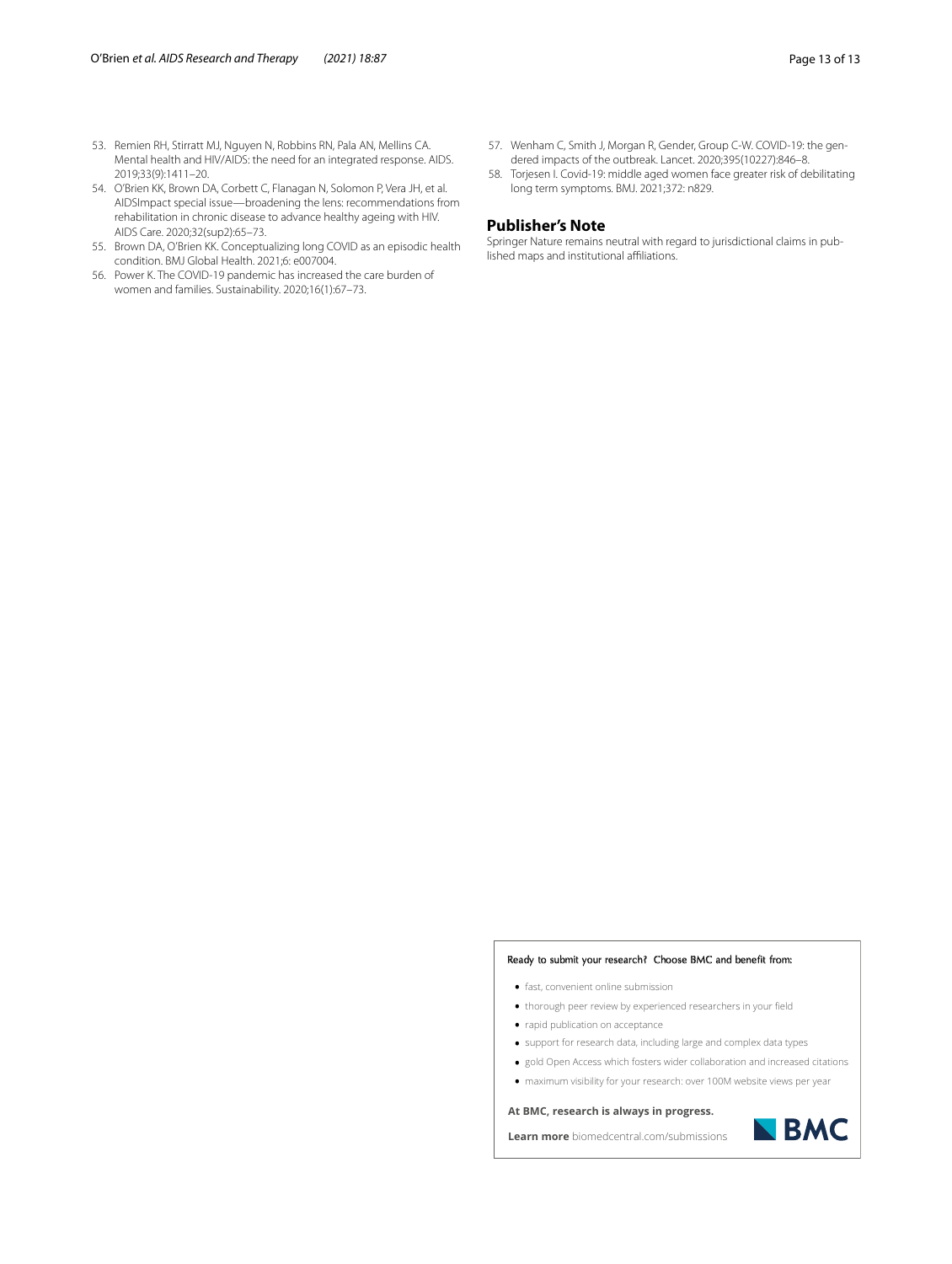53. Remien RH, Stirratt MJ, Nguyen N, Robbins RN, Pala AN, Mellins CA. Mental health and HIV/AIDS: the need for an integrated response. AIDS. 2019;33(9):1411–20.
54. O'Brien KK, Brown DA, Corbett C, Flanagan N, Solomon P, Vera JH, et al. AIDSImpact special issue—broadening the lens: recommendations from rehabilitation in chronic disease to advance healthy ageing with HIV. AIDS Care. 2020;32(sup2):65–73.
55. Brown DA, O'Brien KK. Conceptualizing long COVID as an episodic health condition. BMJ Global Health. 2021;6: e007004.
56. Power K. The COVID-19 pandemic has increased the care burden of women and families. Sustainability. 2020;16(1):67–73.
57. Wenham C, Smith J, Morgan R, Gender, Group C-W. COVID-19: the gendered impacts of the outbreak. Lancet. 2020;395(10227):846–8.
58. Torjesen I. Covid-19: middle aged women face greater risk of debilitating long term symptoms. BMJ. 2021;372: n829.

## Publisher's Note

Springer Nature remains neutral with regard to jurisdictional claims in published maps and institutional affiliations.

Ready to submit your research? Choose BMC and benefit from:

- fast, convenient online submission
- thorough peer review by experienced researchers in your field
- rapid publication on acceptance
- support for research data, including large and complex data types
- gold Open Access which fosters wider collaboration and increased citations
- maximum visibility for your research: over 100M website views per year

**At BMC, research is always in progress.**

**Learn more** biomedcentral.com/submissions

BMC